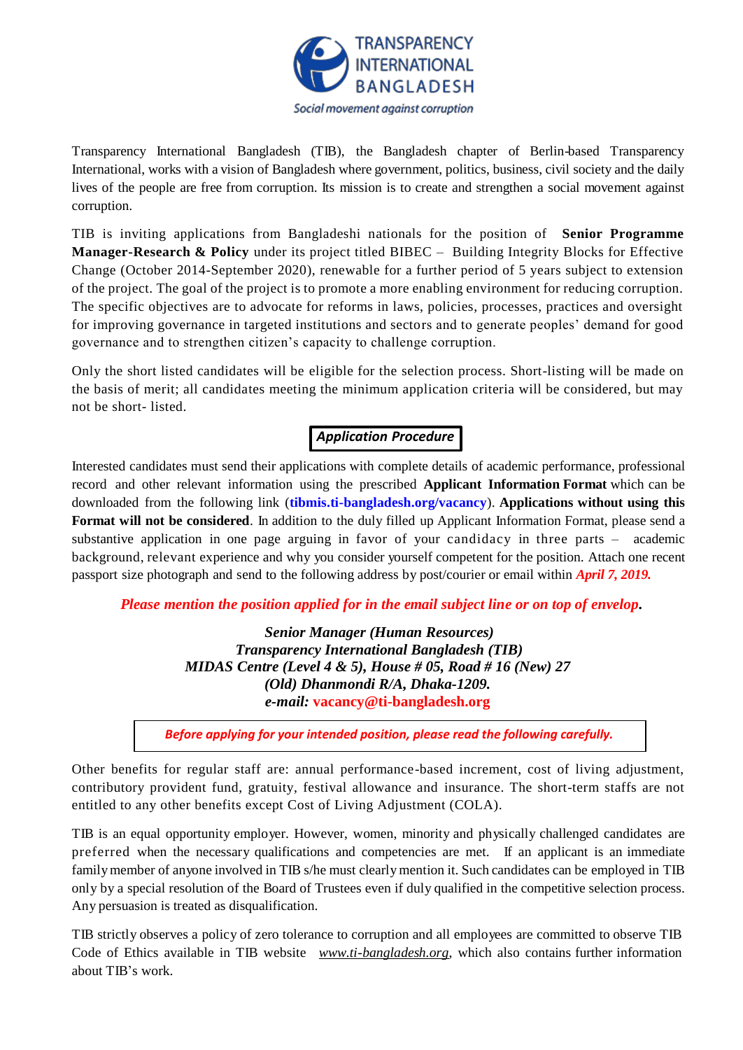TRANSPARENCY INTERNATIONAL BANGLADESH

*Social movement against corruption*

Transparency International Bangladesh (TIB), the Bangladesh chapter of Berlin-based Transparency International, works with a vision of Bangladesh where government, politics, business, civil society and the daily lives of the people are free from corruption. Its mission is to create and strengthen a social movement against corruption.

TIB is inviting applications from Bangladeshi nationals for the position of **Senior Programme Manager-Research & Policy** under its project titled BIBEC – Building Integrity Blocks for Effective Change (October 2014-September 2020), renewable for a further period of 5 years subject to extension of the project. The goal of the project is to promote a more enabling environment for reducing corruption. The specific objectives are to advocate for reforms in laws, policies, processes, practices and oversight for improving governance in targeted institutions and sectors and to generate peoples' demand for good governance and to strengthen citizen's capacity to challenge corruption.

Only the short listed candidates will be eligible for the selection process. Short-listing will be made on the basis of merit; all candidates meeting the minimum application criteria will be considered, but may not be short- listed.

## ***Application Procedure***

Interested candidates must send their applications with complete details of academic performance, professional record and other relevant information using the prescribed **Applicant Information Format** which can be downloaded from the following link (**tibmis.ti-bangladesh.org/vacancy**). **Applications without using this Format will not be considered**. In addition to the duly filled up Applicant Information Format, please send a substantive application in one page arguing in favor of your candidacy in three parts – academic background, relevant experience and why you consider yourself competent for the position. Attach one recent passport size photograph and send to the following address by post/courier or email within ***April 7, 2019.***

***Please mention the position applied for in the email subject line or on top of envelop.***

***Senior Manager (Human Resources)***
***Transparency International Bangladesh (TIB)***
***MIDAS Centre (Level 4 & 5), House # 05, Road # 16 (New) 27***
***(Old) Dhanmondi R/A, Dhaka-1209.***
***e-mail:* vacancy@ti-bangladesh.org**

***Before applying for your intended position, please read the following carefully.***

Other benefits for regular staff are: annual performance-based increment, cost of living adjustment, contributory provident fund, gratuity, festival allowance and insurance. The short-term staffs are not entitled to any other benefits except Cost of Living Adjustment (COLA).

TIB is an equal opportunity employer. However, women, minority and physically challenged candidates are preferred when the necessary qualifications and competencies are met. If an applicant is an immediate family member of anyone involved in TIB s/he must clearly mention it. Such candidates can be employed in TIB only by a special resolution of the Board of Trustees even if duly qualified in the competitive selection process. Any persuasion is treated as disqualification.

TIB strictly observes a policy of zero tolerance to corruption and all employees are committed to observe TIB Code of Ethics available in TIB website *www.ti-bangladesh.org*, which also contains further information about TIB's work.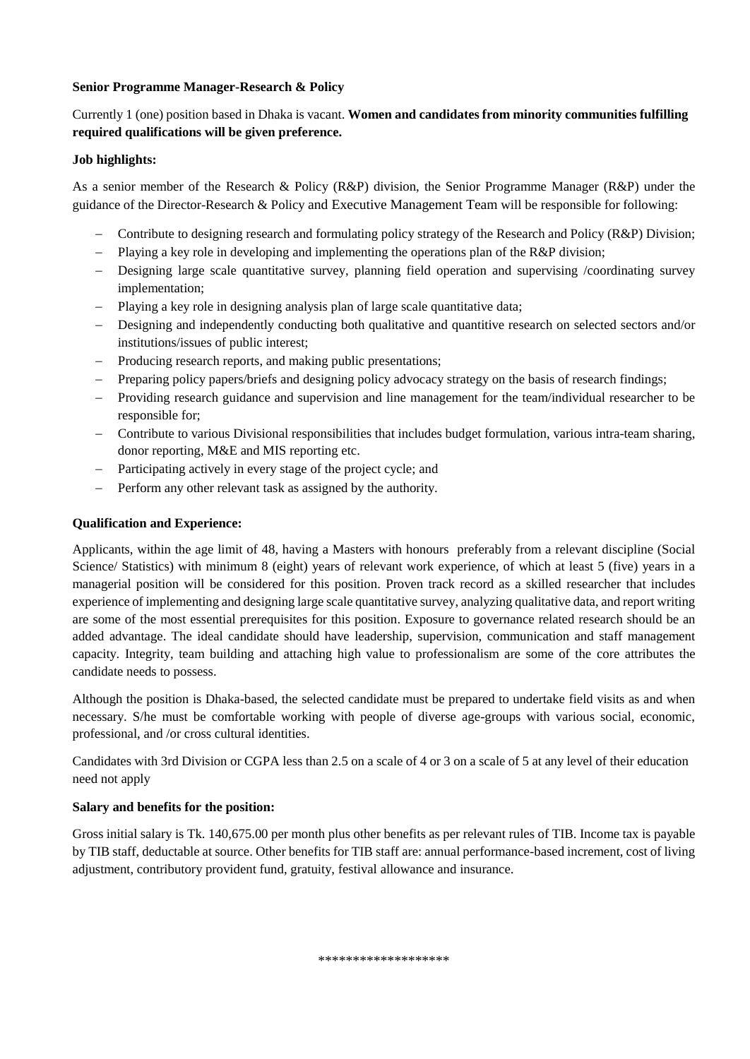**Senior Programme Manager-Research & Policy**

Currently 1 (one) position based in Dhaka is vacant. **Women and candidates from minority communities fulfilling required qualifications will be given preference.**

**Job highlights:**

As a senior member of the Research & Policy (R&P) division, the Senior Programme Manager (R&P) under the guidance of the Director-Research & Policy and Executive Management Team will be responsible for following:

- Contribute to designing research and formulating policy strategy of the Research and Policy (R&P) Division;
- Playing a key role in developing and implementing the operations plan of the R&P division;
- Designing large scale quantitative survey, planning field operation and supervising /coordinating survey implementation;
- Playing a key role in designing analysis plan of large scale quantitative data;
- Designing and independently conducting both qualitative and quantitive research on selected sectors and/or institutions/issues of public interest;
- Producing research reports, and making public presentations;
- Preparing policy papers/briefs and designing policy advocacy strategy on the basis of research findings;
- Providing research guidance and supervision and line management for the team/individual researcher to be responsible for;
- Contribute to various Divisional responsibilities that includes budget formulation, various intra-team sharing, donor reporting, M&E and MIS reporting etc.
- Participating actively in every stage of the project cycle; and
- Perform any other relevant task as assigned by the authority.

**Qualification and Experience:**

Applicants, within the age limit of 48, having a Masters with honours preferably from a relevant discipline (Social Science/ Statistics) with minimum 8 (eight) years of relevant work experience, of which at least 5 (five) years in a managerial position will be considered for this position. Proven track record as a skilled researcher that includes experience of implementing and designing large scale quantitative survey, analyzing qualitative data, and report writing are some of the most essential prerequisites for this position. Exposure to governance related research should be an added advantage. The ideal candidate should have leadership, supervision, communication and staff management capacity. Integrity, team building and attaching high value to professionalism are some of the core attributes the candidate needs to possess.

Although the position is Dhaka-based, the selected candidate must be prepared to undertake field visits as and when necessary. S/he must be comfortable working with people of diverse age-groups with various social, economic, professional, and /or cross cultural identities.

Candidates with 3rd Division or CGPA less than 2.5 on a scale of 4 or 3 on a scale of 5 at any level of their education need not apply

**Salary and benefits for the position:**

Gross initial salary is Tk. 140,675.00 per month plus other benefits as per relevant rules of TIB. Income tax is payable by TIB staff, deductable at source. Other benefits for TIB staff are: annual performance-based increment, cost of living adjustment, contributory provident fund, gratuity, festival allowance and insurance.

******************